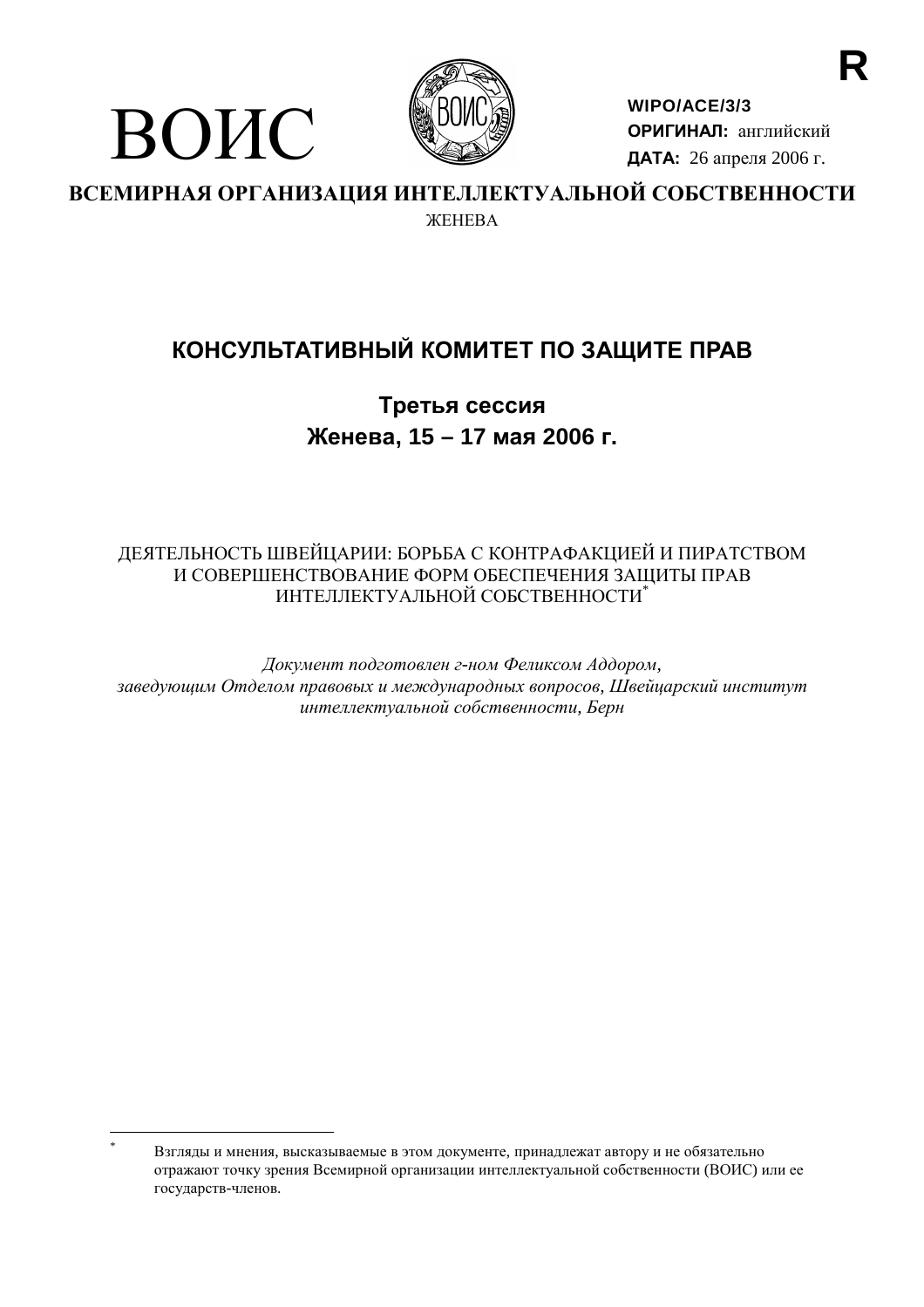R

ВОИС

WIPO/ACE/3/3
**ОРИГИНАЛ:** английский
**ДАТА:** 26 апреля 2006 г.

**ВСЕМИРНАЯ ОРГАНИЗАЦИЯ ИНТЕЛЛЕКТУАЛЬНОЙ СОБСТВЕННОСТИ**

ЖЕНЕВА

# КОНСУЛЬТАТИВНЫЙ КОМИТЕТ ПО ЗАЩИТЕ ПРАВ

## Третья сессия
## Женева, 15 – 17 мая 2006 г.

ДЕЯТЕЛЬНОСТЬ ШВЕЙЦАРИИ: БОРЬБА С КОНТРАФАКЦИЕЙ И ПИРАТСТВОМ И СОВЕРШЕНСТВОВАНИЕ ФОРМ ОБЕСПЕЧЕНИЯ ЗАЩИТЫ ПРАВ ИНТЕЛЛЕКТУАЛЬНОЙ СОБСТВЕННОСТИ*

*Документ подготовлен г-ном Феликсом Аддором, заведующим Отделом правовых и международных вопросов, Швейцарский институт интеллектуальной собственности, Берн*

---

* Взгляды и мнения, высказываемые в этом документе, принадлежат автору и не обязательно отражают точку зрения Всемирной организации интеллектуальной собственности (ВОИС) или ее государств-членов.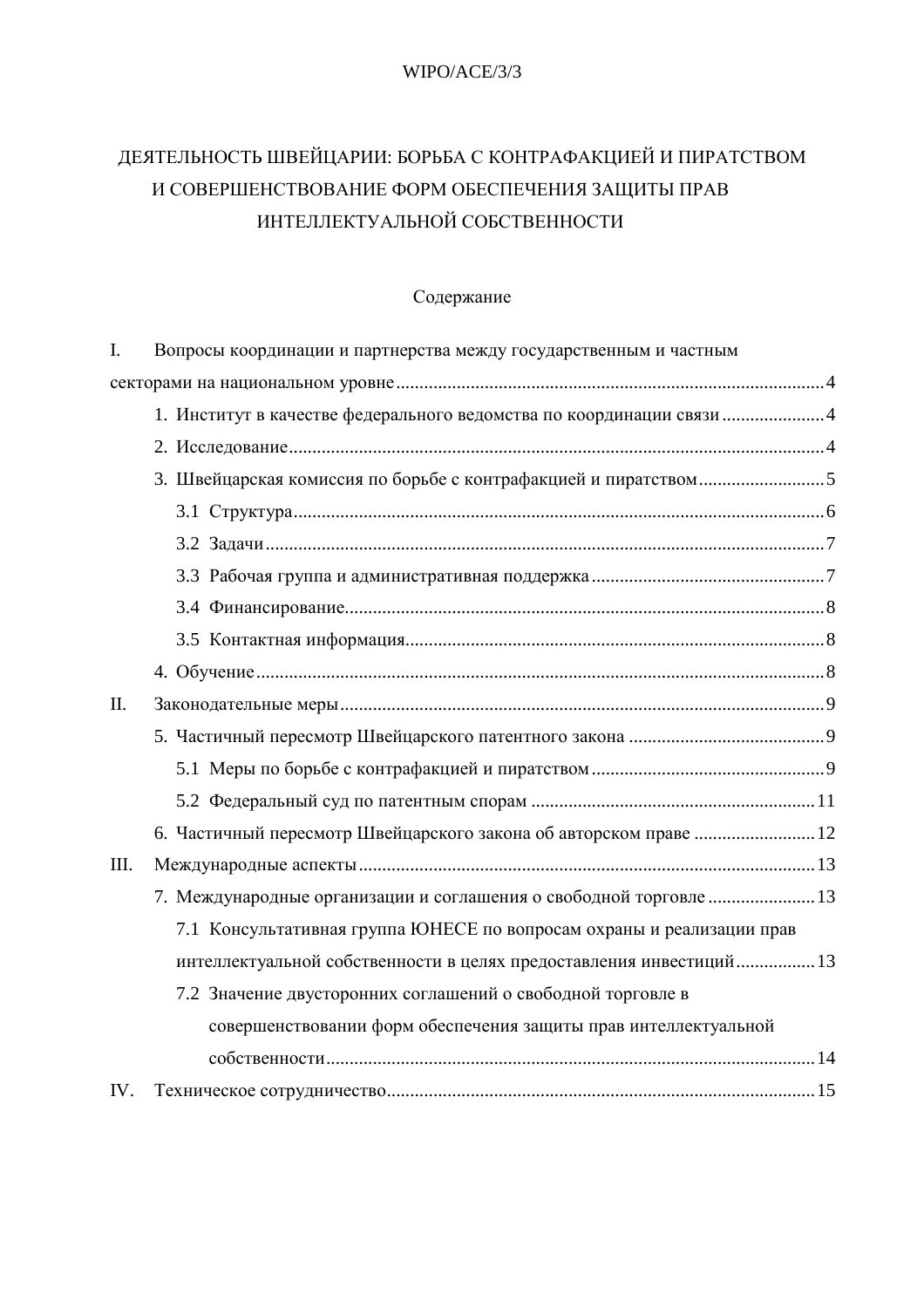# ДЕЯТЕЛЬНОСТЬ ШВЕЙЦАРИИ: БОРЬБА С КОНТРАФАКЦИЕЙ И ПИРАТСТВОМ И СОВЕРШЕНСТВОВАНИЕ ФОРМ ОБЕСПЕЧЕНИЯ ЗАЩИТЫ ПРАВ ИНТЕЛЛЕКТУАЛЬНОЙ СОБСТВЕННОСТИ

## Содержание

I. Вопросы координации и партнерства между государственным и частным секторами на национальном уровне ... 4

- 1. Институт в качестве федерального ведомства по координации связи ... 4
- 2. Исследование ... 4
- 3. Швейцарская комиссия по борьбе с контрафакцией и пиратством ... 5
  - 3.1 Структура ... 6
  - 3.2 Задачи ... 7
  - 3.3 Рабочая группа и административная поддержка ... 7
  - 3.4 Финансирование ... 8
  - 3.5 Контактная информация ... 8
- 4. Обучение ... 8

II. Законодательные меры ... 9

- 5. Частичный пересмотр Швейцарского патентного закона ... 9
  - 5.1 Меры по борьбе с контрафакцией и пиратством ... 9
  - 5.2 Федеральный суд по патентным спорам ... 11
- 6. Частичный пересмотр Швейцарского закона об авторском праве ... 12

III. Международные аспекты ... 13

- 7. Международные организации и соглашения о свободной торговле ... 13
  - 7.1 Консультативная группа ЮНЕСЕ по вопросам охраны и реализации прав интеллектуальной собственности в целях предоставления инвестиций ... 13
  - 7.2 Значение двусторонних соглашений о свободной торговле в совершенствовании форм обеспечения защиты прав интеллектуальной собственности ... 14

IV. Техническое сотрудничество ... 15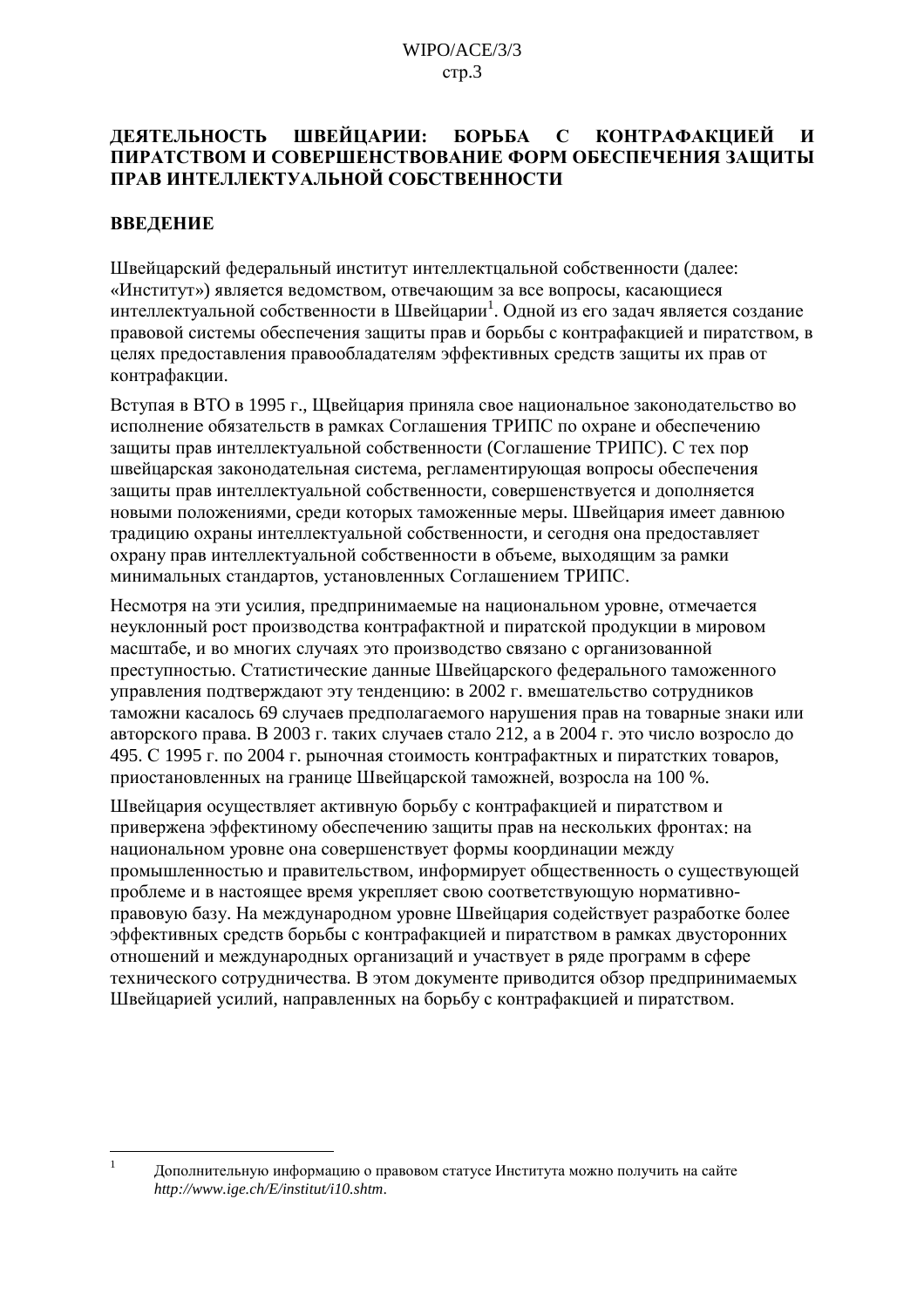## ДЕЯТЕЛЬНОСТЬ ШВЕЙЦАРИИ: БОРЬБА С КОНТРАФАКЦИЕЙ И ПИРАТСТВОМ И СОВЕРШЕНСТВОВАНИЕ ФОРМ ОБЕСПЕЧЕНИЯ ЗАЩИТЫ ПРАВ ИНТЕЛЛЕКТУАЛЬНОЙ СОБСТВЕННОСТИ

### ВВЕДЕНИЕ

Швейцарский федеральный институт интеллектцальной собственности (далее: «Институт») является ведомством, отвечающим за все вопросы, касающиеся интеллектуальной собственности в Швейцарии[1]. Одной из его задач является создание правовой системы обеспечения защиты прав и борьбы с контрафакцией и пиратством, в целях предоставления правообладателям эффективных средств защиты их прав от контрафакции.

Вступая в ВТО в 1995 г., Щвейцария приняла свое национальное законодательство во исполнение обязательств в рамках Соглашения ТРИПС по охране и обеспечению защиты прав интеллектуальной собственности (Соглашение ТРИПС). С тех пор швейцарская законодательная система, регламентирующая вопросы обеспечения защиты прав интеллектуальной собственности, совершенствуется и дополняется новыми положениями, среди которых таможенные меры. Швейцария имеет давнюю традицию охраны интеллектуальной собственности, и сегодня она предоставляет охрану прав интеллектуальной собственности в объеме, выходящим за рамки минимальных стандартов, установленных Соглашением ТРИПС.

Несмотря на эти усилия, предпринимаемые на национальном уровне, отмечается неуклонный рост производства контрафактной и пиратской продукции в мировом масштабе, и во многих случаях это производство связано с организованной преступностью. Статистические данные Швейцарского федерального таможенного управления подтверждают эту тенденцию: в 2002 г. вмешательство сотрудников таможни касалось 69 случаев предполагаемого нарушения прав на товарные знаки или авторского права. В 2003 г. таких случаев стало 212, а в 2004 г. это число возросло до 495. С 1995 г. по 2004 г. рыночная стоимость контрафактных и пиратстких товаров, приостановленных на границе Швейцарской таможней, возросла на 100 %.

Швейцария осуществляет активную борьбу с контрафакцией и пиратством и привержена эффектиному обеспечению защиты прав на нескольких фронтах: на национальном уровне она совершенствует формы координации между промышленностью и правительством, информирует общественность о существующей проблеме и в настоящее время укрепляет свою соответствующую нормативно-правовую базу. На международном уровне Швейцария содействует разработке более эффективных средств борьбы с контрафакцией и пиратством в рамках двусторонних отношений и международных организаций и участвует в ряде программ в сфере технического сотрудничества. В этом документе приводится обзор предпринимаемых Швейцарией усилий, направленных на борьбу с контрафакцией и пиратством.

---

[1] Дополнительную информацию о правовом статусе Института можно получить на сайте *http://www.ige.ch/E/institut/i10.shtm*.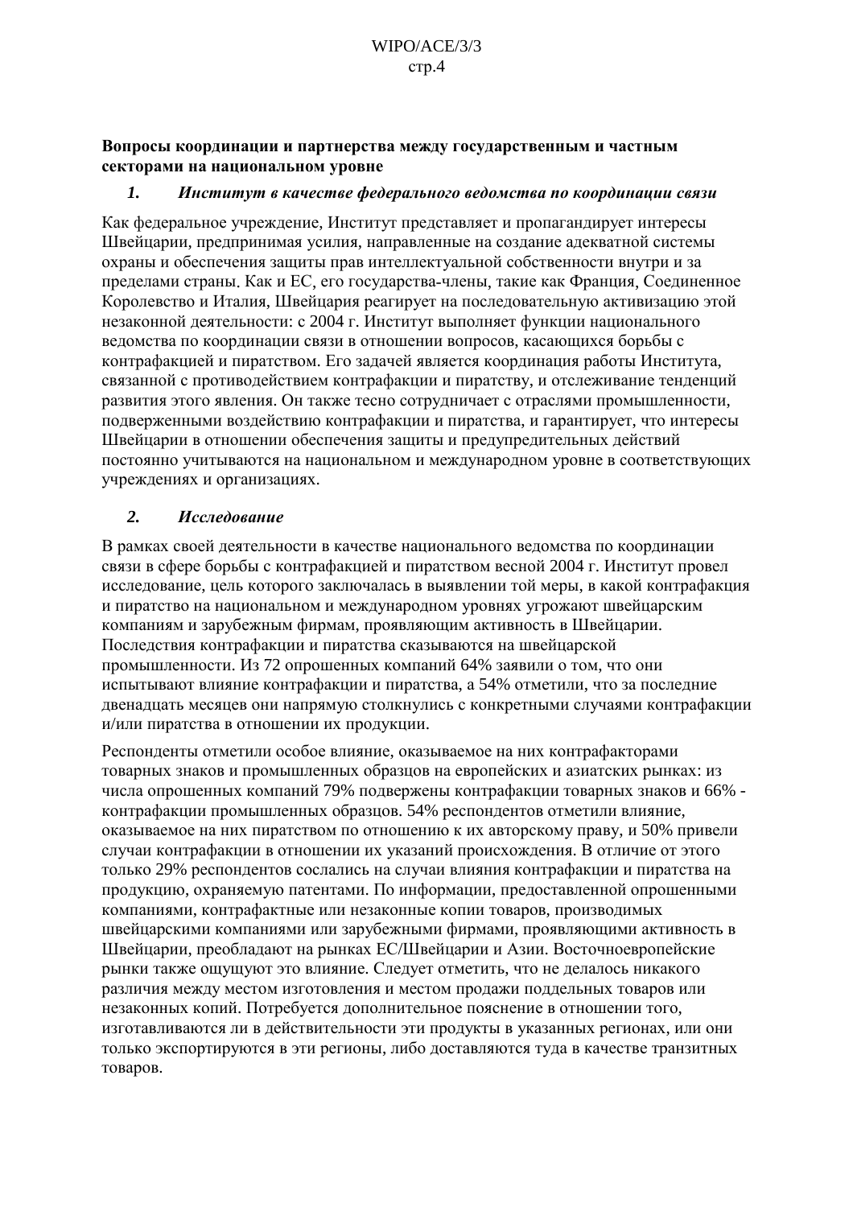**Вопросы координации и партнерства между государственным и частным секторами на национальном уровне**

### *1. Институт в качестве федерального ведомства по координации связи*

Как федеральное учреждение, Институт представляет и пропагандирует интересы Швейцарии, предпринимая усилия, направленные на создание адекватной системы охраны и обеспечения защиты прав интеллектуальной собственности внутри и за пределами страны. Как и ЕС, его государства-члены, такие как Франция, Соединенное Королевство и Италия, Швейцария реагирует на последовательную активизацию этой незаконной деятельности: с 2004 г. Институт выполняет функции национального ведомства по координации связи в отношении вопросов, касающихся борьбы с контрафакцией и пиратством. Его задачей является координация работы Института, связанной с противодействием контрафакции и пиратству, и отслеживание тенденций развития этого явления. Он также тесно сотрудничает с отраслями промышленности, подверженными воздействию контрафакции и пиратства, и гарантирует, что интересы Швейцарии в отношении обеспечения защиты и предупредительных действий постоянно учитываются на национальном и международном уровне в соответствующих учреждениях и организациях.

### *2. Исследование*

В рамках своей деятельности в качестве национального ведомства по координации связи в сфере борьбы с контрафакцией и пиратством весной 2004 г. Институт провел исследование, цель которого заключалась в выявлении той меры, в какой контрафакция и пиратство на национальном и международном уровнях угрожают швейцарским компаниям и зарубежным фирмам, проявляющим активность в Швейцарии. Последствия контрафакции и пиратства сказываются на швейцарской промышленности. Из 72 опрошенных компаний 64% заявили о том, что они испытывают влияние контрафакции и пиратства, а 54% отметили, что за последние двенадцать месяцев они напрямую столкнулись с конкретными случаями контрафакции и/или пиратства в отношении их продукции.

Респонденты отметили особое влияние, оказываемое на них контрафакторами товарных знаков и промышленных образцов на европейских и азиатских рынках: из числа опрошенных компаний 79% подвержены контрафакции товарных знаков и 66% - контрафакции промышленных образцов. 54% респондентов отметили влияние, оказываемое на них пиратством по отношению к их авторскому праву, и 50% привели случаи контрафакции в отношении их указаний происхождения. В отличие от этого только 29% респондентов сослались на случаи влияния контрафакции и пиратства на продукцию, охраняемую патентами. По информации, предоставленной опрошенными компаниями, контрафактные или незаконные копии товаров, производимых швейцарскими компаниями или зарубежными фирмами, проявляющими активность в Швейцарии, преобладают на рынках ЕС/Швейцарии и Азии. Восточноевропейские рынки также ощущуют это влияние. Следует отметить, что не делалось никакого различия между местом изготовления и местом продажи поддельных товаров или незаконных копий. Потребуется дополнительное пояснение в отношении того, изготавливаются ли в действительности эти продукты в указанных регионах, или они только экспортируются в эти регионы, либо доставляются туда в качестве транзитных товаров.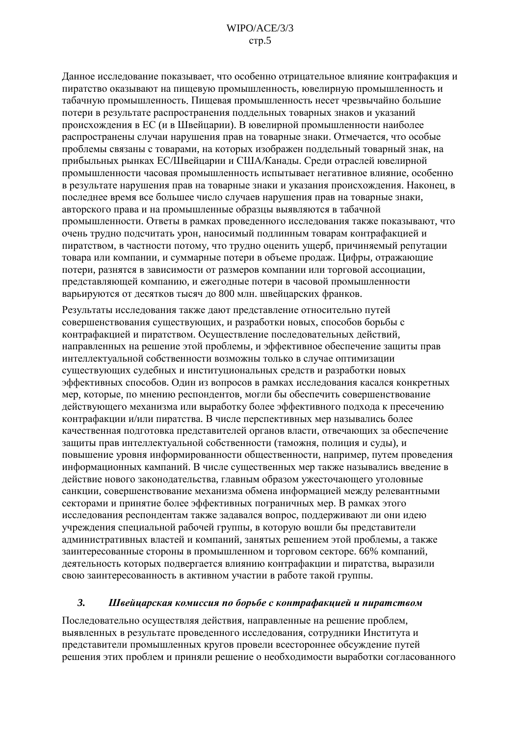Данное исследование показывает, что особенно отрицательное влияние контрафакция и пиратство оказывают на пищевую промышленность, ювелирную промышленность и табачную промышленность. Пищевая промышленность несет чрезвычайно большие потери в результате распространения поддельных товарных знаков и указаний происхождения в ЕС (и в Швейцарии). В ювелирной промышленности наиболее распространены случаи нарушения прав на товарные знаки. Отмечается, что особые проблемы связаны с товарами, на которых изображен поддельный товарный знак, на прибыльных рынках ЕС/Швейцарии и США/Канады. Среди отраслей ювелирной промышленности часовая промышленность испытывает негативное влияние, особенно в результате нарушения прав на товарные знаки и указания происхождения. Наконец, в последнее время все большее число случаев нарушения прав на товарные знаки, авторского права и на промышленные образцы выявляются в табачной промышленности. Ответы в рамках проведенного исследования также показывают, что очень трудно подсчитать урон, наносимый подлинным товарам контрафакцией и пиратством, в частности потому, что трудно оценить ущерб, причиняемый репутации товара или компании, и суммарные потери в объеме продаж. Цифры, отражающие потери, разнятся в зависимости от размеров компании или торговой ассоциации, представляющей компанию, и ежегодные потери в часовой промышленности варьируются от десятков тысяч до 800 млн. швейцарских франков.

Результаты исследования также дают представление относительно путей совершенствования существующих, и разработки новых, способов борьбы с контрафакцией и пиратством. Осуществление последовательных действий, направленных на решение этой проблемы, и эффективное обеспечение защиты прав интеллектуальной собственности возможны только в случае оптимизации существующих судебных и институциональных средств и разработки новых эффективных способов. Один из вопросов в рамках исследования касался конкретных мер, которые, по мнению респондентов, могли бы обеспечить совершенствование действующего механизма или выработку более эффективного подхода к пресечению контрафакции и/или пиратства. В числе перспективных мер назывались более качественная подготовка представителей органов власти, отвечающих за обеспечение защиты прав интеллектуальной собственности (таможня, полиция и суды), и повышение уровня информированности общественности, например, путем проведения информационных кампаний. В числе существенных мер также назывались введение в действие нового законодательства, главным образом ужесточающего уголовные санкции, совершенствование механизма обмена информацией между релевантными секторами и принятие более эффективных пограничных мер. В рамках этого исследования респондентам также задавался вопрос, поддерживают ли они идею учреждения специальной рабочей группы, в которую вошли бы представители административных властей и компаний, занятых решением этой проблемы, а также заинтересованные стороны в промышленном и торговом секторе. 66% компаний, деятельность которых подвергается влиянию контрафакции и пиратства, выразили свою заинтересованность в активном участии в работе такой группы.

### *3. Швейцарская комиссия по борьбе с контрафакцией и пиратством*

Последовательно осуществляя действия, направленные на решение проблем, выявленных в результате проведенного исследования, сотрудники Института и представители промышленных кругов провели всестороннее обсуждение путей решения этих проблем и приняли решение о необходимости выработки согласованного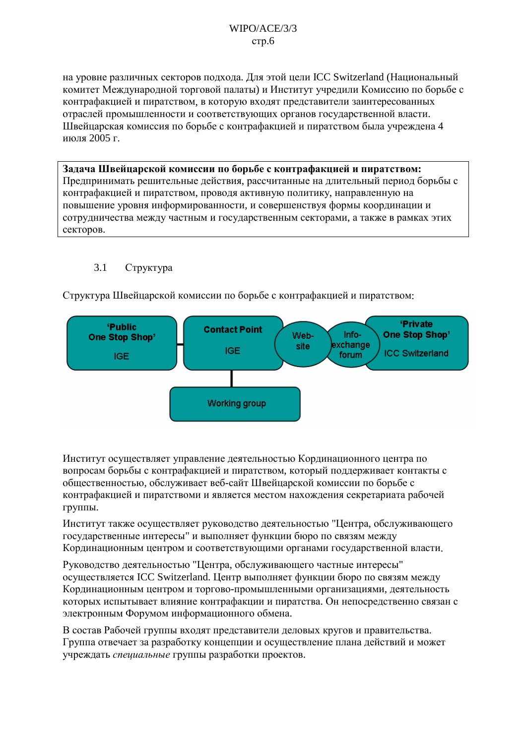на уровне различных секторов подхода. Для этой цели ICC Switzerland (Национальный комитет Международной торговой палаты) и Институт учредили Комиссию по борьбе с контрафакцией и пиратством, в которую входят представители заинтересованных отраслей промышленности и соответствующих органов государственной власти. Швейцарская комиссия по борьбе с контрафакцией и пиратством была учреждена 4 июля 2005 г.

**Задача Швейцарской комиссии по борьбе с контрафакцией и пиратством:**
Предпринимать решительные действия, рассчитанные на длительный период борьбы с контрафакцией и пиратством, проводя активную политику, направленную на повышение уровня информированности, и совершенствуя формы координации и сотрудничества между частным и государственным секторами, а также в рамках этих секторов.

### 3.1 Структура

Структура Швейцарской комиссии по борьбе с контрафакцией и пиратством:

'Public One Stop Shop' IGE — Contact Point IGE — Web-site — Info-exchange forum — 'Private One Stop Shop' ICC Switzerland

Working group

Институт осуществляет управление деятельностью Кординационного центра по вопросам борьбы с контрафакцией и пиратством, который поддерживает контакты с общественностью, обслуживает веб-сайт Швейцарской комиссии по борьбе с контрафакцией и пиратствоми и является местом нахождения секретариата рабочей группы.

Институт также осуществляет руководство деятельностью "Центра, обслуживающего государственные интересы" и выполняет функции бюро по связям между Кординационным центром и соответствующими органами государственной власти.

Руководство деятельностью "Центра, обслуживающего частные интересы" осуществляется ICC Switzerland. Центр выполняет функции бюро по связям между Кординационным центром и торгово-промышленными организациями, деятельность которых испытывает влияние контрафакции и пиратства. Он непосредственно связан с электронным Форумом информационного обмена.

В состав Рабочей группы входят представители деловых кругов и правительства. Группа отвечает за разработку концепции и осуществление плана действий и может учреждать *специальные* группы разработки проектов.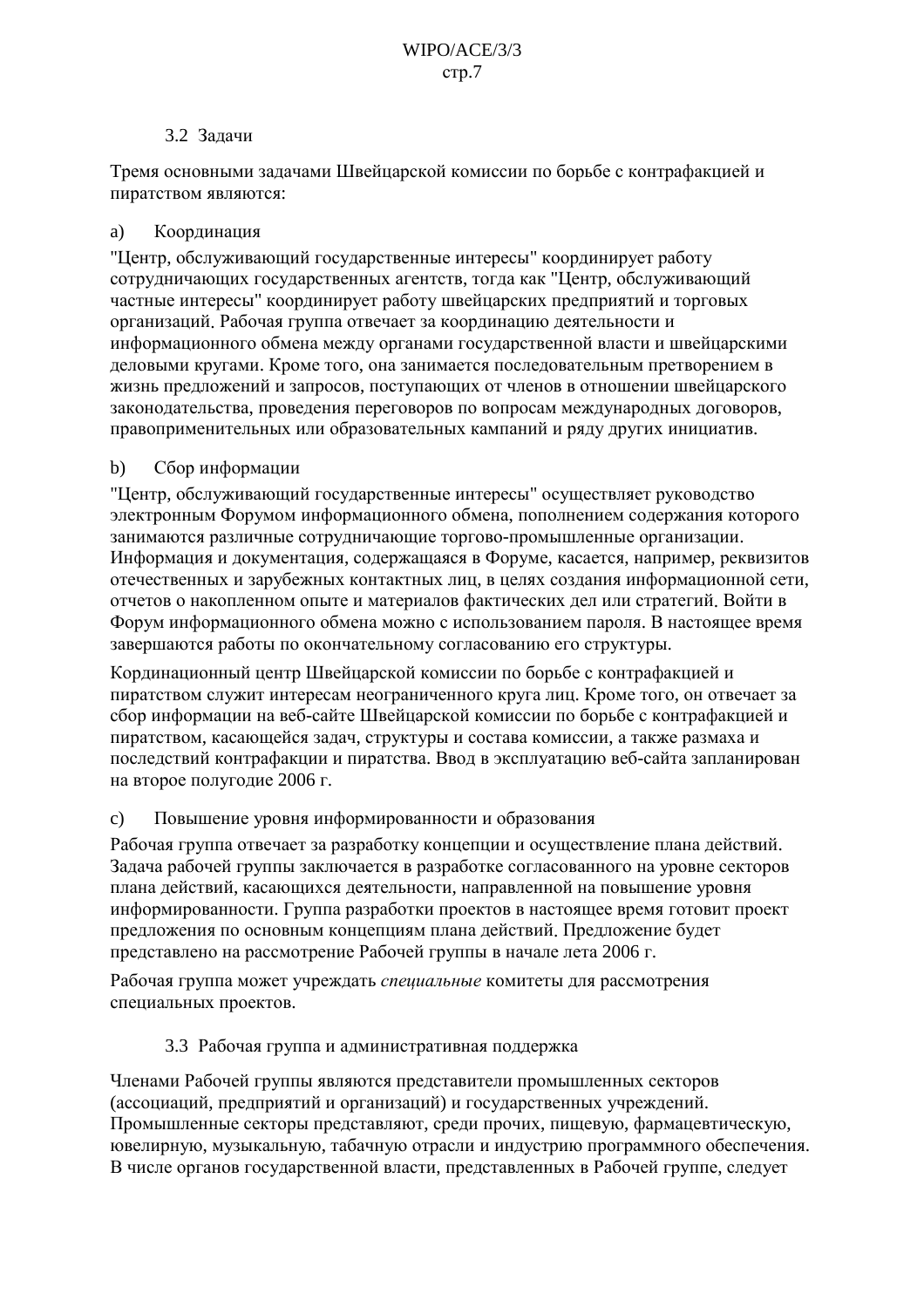### 3.2 Задачи

Тремя основными задачами Швейцарской комиссии по борьбе с контрафакцией и пиратством являются:

a) Координация

"Центр, обслуживающий государственные интересы" координирует работу сотрудничающих государственных агентств, тогда как "Центр, обслуживающий частные интересы" координирует работу швейцарских предприятий и торговых организаций. Рабочая группа отвечает за координацию деятельности и информационного обмена между органами государственной власти и швейцарскими деловыми кругами. Кроме того, она занимается последовательным претворением в жизнь предложений и запросов, поступающих от членов в отношении швейцарского законодательства, проведения переговоров по вопросам международных договоров, правоприменительных или образовательных кампаний и ряду других инициатив.

b) Сбор информации

"Центр, обслуживающий государственные интересы" осуществляет руководство электронным Форумом информационного обмена, пополнением содержания которого занимаются различные сотрудничающие торгово-промышленные организации. Информация и документация, содержащаяся в Форуме, касается, например, реквизитов отечественных и зарубежных контактных лиц, в целях создания информационной сети, отчетов о накопленном опыте и материалов фактических дел или стратегий. Войти в Форум информационного обмена можно с использованием пароля. В настоящее время завершаются работы по окончательному согласованию его структуры.

Кординационный центр Швейцарской комиссии по борьбе с контрафакцией и пиратством служит интересам неограниченного круга лиц. Кроме того, он отвечает за сбор информации на веб-сайте Швейцарской комиссии по борьбе с контрафакцией и пиратством, касающейся задач, структуры и состава комиссии, а также размаха и последствий контрафакции и пиратства. Ввод в эксплуатацию веб-сайта запланирован на второе полугодие 2006 г.

c) Повышение уровня информированности и образования

Рабочая группа отвечает за разработку концепции и осуществление плана действий. Задача рабочей группы заключается в разработке согласованного на уровне секторов плана действий, касающихся деятельности, направленной на повышение уровня информированности. Группа разработки проектов в настоящее время готовит проект предложения по основным концепциям плана действий. Предложение будет представлено на рассмотрение Рабочей группы в начале лета 2006 г.

Рабочая группа может учреждать *специальные* комитеты для рассмотрения специальных проектов.

### 3.3 Рабочая группа и административная поддержка

Членами Рабочей группы являются представители промышленных секторов (ассоциаций, предприятий и организаций) и государственных учреждений. Промышленные секторы представляют, среди прочих, пищевую, фармацевтическую, ювелирную, музыкальную, табачную отрасли и индустрию программного обеспечения. В числе органов государственной власти, представленных в Рабочей группе, следует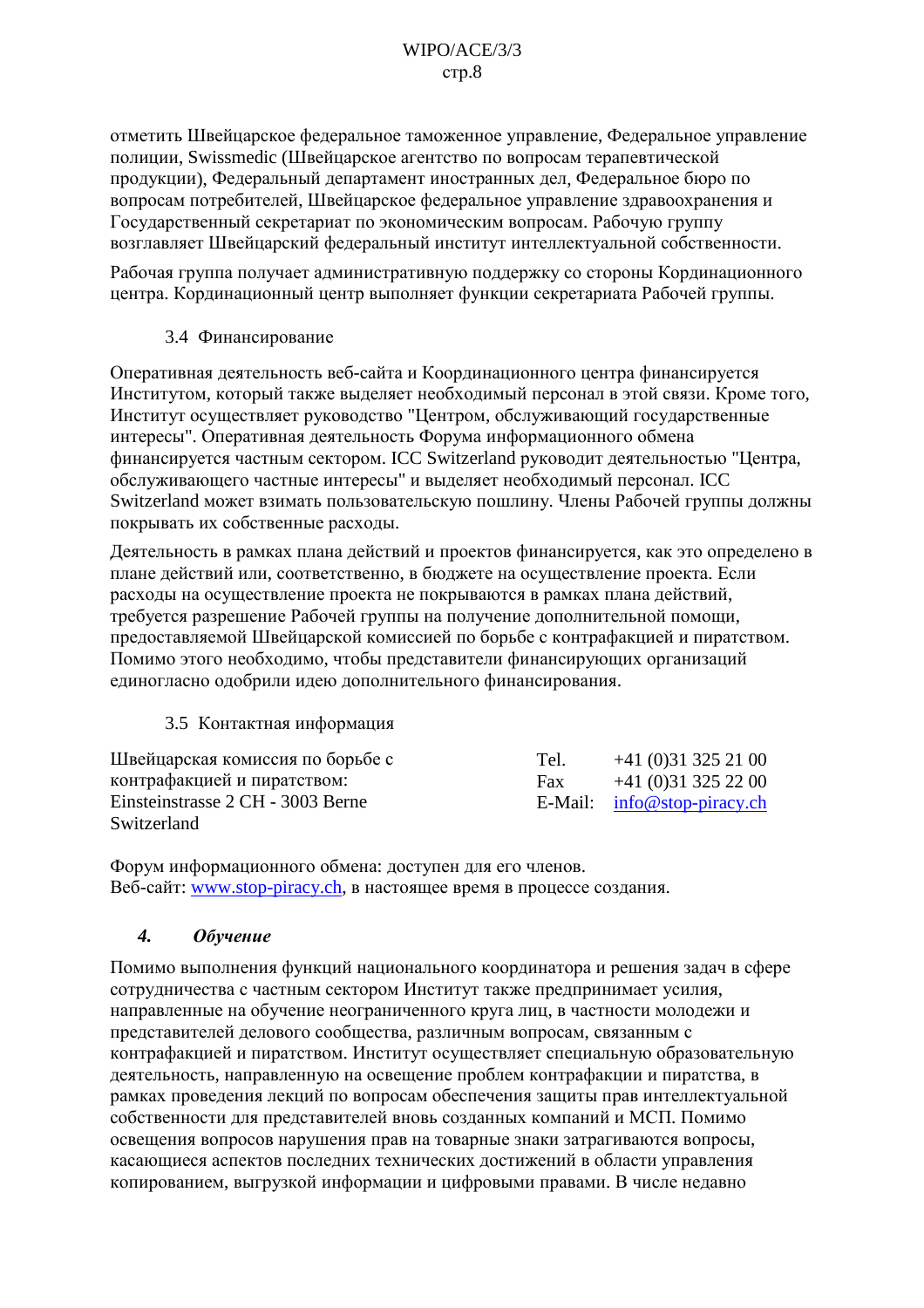отметить Швейцарское федеральное таможенное управление, Федеральное управление полиции, Swissmedic (Швейцарское агентство по вопросам терапевтической продукции), Федеральный департамент иностранных дел, Федеральное бюро по вопросам потребителей, Швейцарское федеральное управление здравоохранения и Государственный секретариат по экономическим вопросам. Рабочую группу возглавляет Швейцарский федеральный институт интеллектуальной собственности.

Рабочая группа получает административную поддержку со стороны Кординационного центра. Кординационный центр выполняет функции секретариата Рабочей группы.

### 3.4 Финансирование

Оперативная деятельность веб-сайта и Коордиционного центра финансируется Институтом, который также выделяет необходимый персонал в этой связи. Кроме того, Институт осуществляет руководство "Центром, обслуживающий государственные интересы". Оперативная деятельность Форума информационного обмена финансируется частным сектором. ICC Switzerland руководит деятельностью "Центра, обслуживающего частные интересы" и выделяет необходимый персонал. ICC Switzerland может взимать пользовательскую пошлину. Члены Рабочей группы должны покрывать их собственные расходы.

Деятельность в рамках плана действий и проектов финансируется, как это определено в плане действий или, соответственно, в бюджете на осуществление проекта. Если расходы на осуществление проекта не покрываются в рамках плана действий, требуется разрешение Рабочей группы на получение дополнительной помощи, предоставляемой Швейцарской комиссией по борьбе с контрафакцией и пиратством. Помимо этого необходимо, чтобы представители финансирующих организаций единогласно одобрили идею дополнительного финансирования.

### 3.5 Контактная информация

| | |
|---|---|
| Швейцарская комиссия по борьбе с контрафакцией и пиратством:<br>Einsteinstrasse 2 CH - 3003 Berne<br>Switzerland | Tel. +41 (0)31 325 21 00<br>Fax +41 (0)31 325 22 00<br>E-Mail: info@stop-piracy.ch |

Форум информационного обмена: доступен для его членов.
Веб-сайт: www.stop-piracy.ch, в настоящее время в процессе создания.

## *4. Обучение*

Помимо выполнения функций национального координатора и решения задач в сфере сотрудничества с частным сектором Институт также предпринимает усилия, направленные на обучение неограниченного круга лиц, в частности молодежи и представителей делового сообщества, различным вопросам, связанным с контрафакцией и пиратством. Институт осуществляет специальную образовательную деятельность, направленную на освещение проблем контрафакции и пиратства, в рамках проведения лекций по вопросам обеспечения защиты прав интеллектуальной собственности для представителей вновь созданных компаний и МСП. Помимо освещения вопросов нарушения прав на товарные знаки затрагиваются вопросы, касающиеся аспектов последних технических достижений в области управления копированием, выгрузкой информации и цифровыми правами. В числе недавно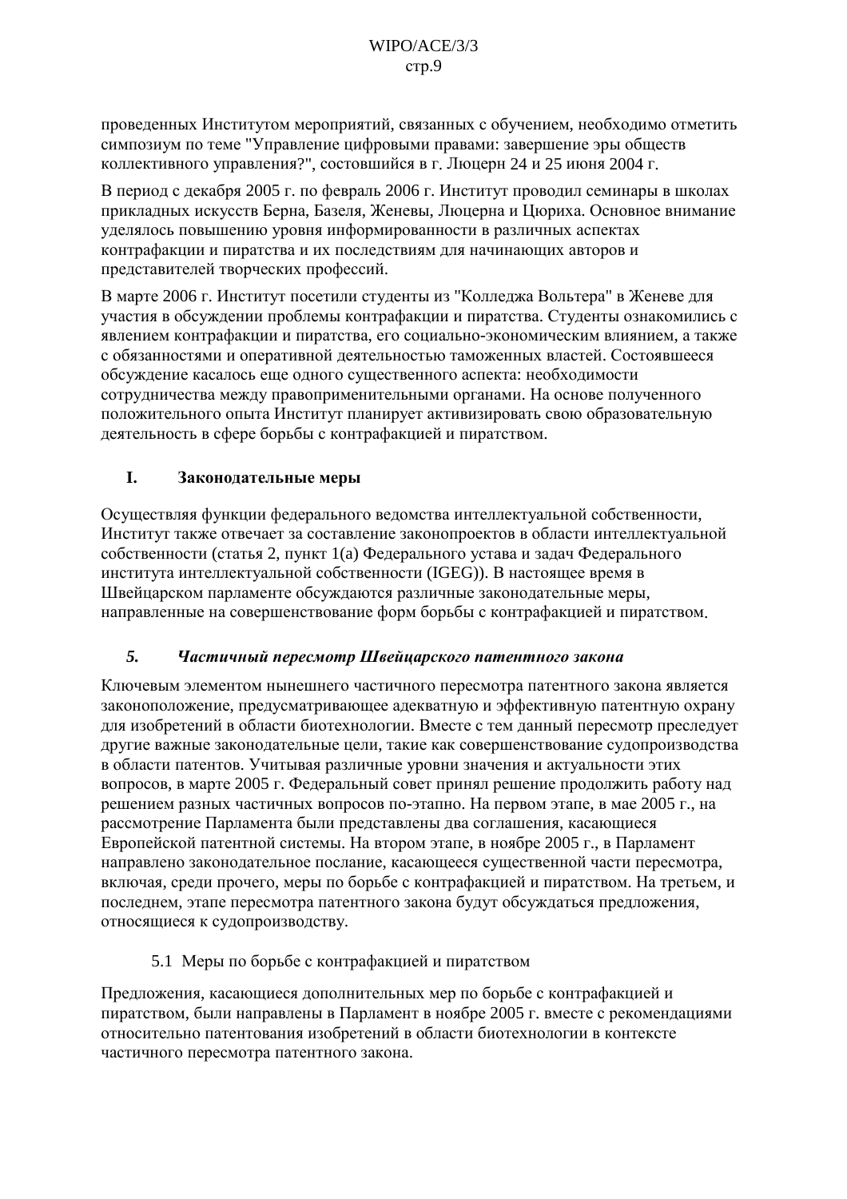проведенных Институтом мероприятий, связанных с обучением, необходимо отметить симпозиум по теме "Управление цифровыми правами: завершение эры обществ коллективного управления?", состоявшийся в г. Люцерн 24 и 25 июня 2004 г.

В период с декабря 2005 г. по февраль 2006 г. Институт проводил семинары в школах прикладных искусств Берна, Базеля, Женевы, Люцерна и Цюриха. Основное внимание уделялось повышению уровня информированности в различных аспектах контрафакции и пиратства и их последствиям для начинающих авторов и представителей творческих профессий.

В марте 2006 г. Институт посетили студенты из "Колледжа Вольтера" в Женеве для участия в обсуждении проблемы контрафакции и пиратства. Студенты ознакомились с явлением контрафакции и пиратства, его социально-экономическим влиянием, а также с обязанностями и оперативной деятельностью таможенных властей. Состоявшееся обсуждение касалось еще одного существенного аспекта: необходимости сотрудничества между правоприменительными органами. На основе полученного положительного опыта Институт планирует активизировать свою образовательную деятельность в сфере борьбы с контрафакцией и пиратством.

## I. Законодательные меры

Осуществляя функции федерального ведомства интеллектуальной собственности, Институт также отвечает за составление законопроектов в области интеллектуальной собственности (статья 2, пункт 1(a) Федерального устава и задач Федерального института интеллектуальной собственности (IGEG)). В настоящее время в Швейцарском парламенте обсуждаются различные законодательные меры, направленные на совершенствование форм борьбы с контрафакцией и пиратством.

### *5. Частичный пересмотр Швейцарского патентного закона*

Ключевым элементом нынешнего частичного пересмотра патентного закона является законоположение, предусматривающее адекватную и эффективную патентную охрану для изобретений в области биотехнологии. Вместе с тем данный пересмотр преследует другие важные законодательные цели, такие как совершенствование судопроизводства в области патентов. Учитывая различные уровни значения и актуальности этих вопросов, в марте 2005 г. Федеральный совет принял решение продолжить работу над решением разных частичных вопросов по-этапно. На первом этапе, в мае 2005 г., на рассмотрение Парламента были представлены два соглашения, касающиеся Европейской патентной системы. На втором этапе, в ноябре 2005 г., в Парламент направлено законодательное послание, касающееся существенной части пересмотра, включая, среди прочего, меры по борьбе с контрафакцией и пиратством. На третьем, и последнем, этапе пересмотра патентного закона будут обсуждаться предложения, относящиеся к судопроизводству.

#### 5.1 Меры по борьбе с контрафакцией и пиратством

Предложения, касающиеся дополнительных мер по борьбе с контрафакцией и пиратством, были направлены в Парламент в ноябре 2005 г. вместе с рекомендациями относительно патентования изобретений в области биотехнологии в контексте частичного пересмотра патентного закона.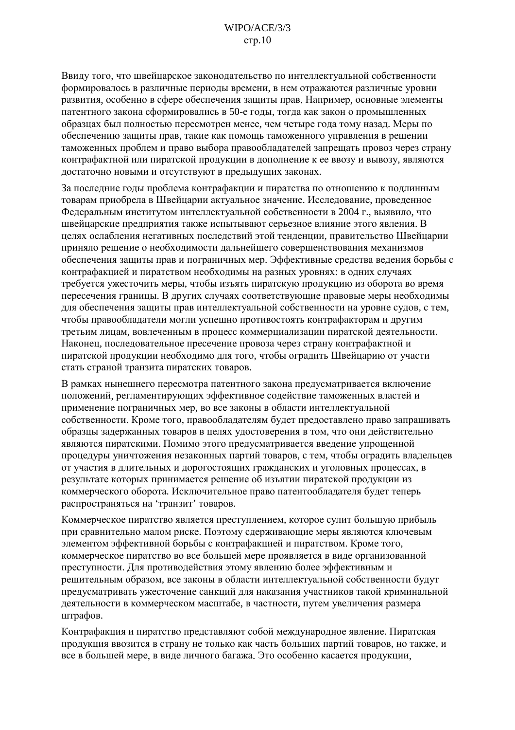Ввиду того, что швейцарское законодательство по интеллектуальной собственности формировалось в различные периоды времени, в нем отражаются различные уровни развития, особенно в сфере обеспечения защиты прав. Например, основные элементы патентного закона сформировались в 50-е годы, тогда как закон о промышленных образцах был полностью пересмотрен менее, чем четыре года тому назад. Меры по обеспечению защиты прав, такие как помощь таможенного управления в решении таможенных проблем и право выбора правообладателей запрещать провоз через страну контрафактной или пиратской продукции в дополнение к ее ввозу и вывозу, являются достаточно новыми и отсутствуют в предыдущих законах.

За последние годы проблема контрафакции и пиратства по отношению к подлинным товарам приобрела в Швейцарии актуальное значение. Исследование, проведенное Федеральным институтом интеллектуальной собственности в 2004 г., выявило, что швейцарские предприятия также испытывают серьезное влияние этого явления. В целях ослабления негативных последствий этой тенденции, правительство Швейцарии приняло решение о необходимости дальнейшего совершенствования механизмов обеспечения защиты прав и пограничных мер. Эффективные средства ведения борьбы с контрафакцией и пиратством необходимы на разных уровнях: в одних случаях требуется ужесточить меры, чтобы изъять пиратскую продукцию из оборота во время пересечения границы. В других случаях соответствующие правовые меры необходимы для обеспечения защиты прав интеллектуальной собственности на уровне судов, с тем, чтобы правообладатели могли успешно противостоять контрафакторам и другим третьим лицам, вовлеченным в процесс коммерциализации пиратской деятельности. Наконец, последовательное пресечение провоза через страну контрафактной и пиратской продукции необходимо для того, чтобы оградить Швейцарию от участи стать страной транзита пиратских товаров.

В рамках нынешнего пересмотра патентного закона предусматривается включение положений, регламентирующих эффективное содействие таможенных властей и применение пограничных мер, во все законы в области интеллектуальной собственности. Кроме того, правообладателям будет предоставлено право запрашивать образцы задержанных товаров в целях удостоверения в том, что они действительно являются пиратскими. Помимо этого предусматривается введение упрощенной процедуры уничтожения незаконных партий товаров, с тем, чтобы оградить владельцев от участия в длительных и дорогостоящих гражданских и уголовных процессах, в результате которых принимается решение об изъятии пиратской продукции из коммерческого оборота. Исключительное право патентообладателя будет теперь распространяться на 'транзит' товаров.

Коммерческое пиратство является преступлением, которое сулит большую прибыль при сравнительно малом риске. Поэтому сдерживающие меры являются ключевым элементом эффективной борьбы с контрафакцией и пиратством. Кроме того, коммерческое пиратство во все большей мере проявляется в виде организованной преступности. Для противодействия этому явлению более эффективным и решительным образом, все законы в области интеллектуальной собственности будут предусматривать ужесточение санкций для наказания участников такой криминальной деятельности в коммерческом масштабе, в частности, путем увеличения размера штрафов.

Контрафакция и пиратство представляют собой международное явление. Пиратская продукция ввозится в страну не только как часть больших партий товаров, но также, и все в большей мере, в виде личного багажа. Это особенно касается продукции,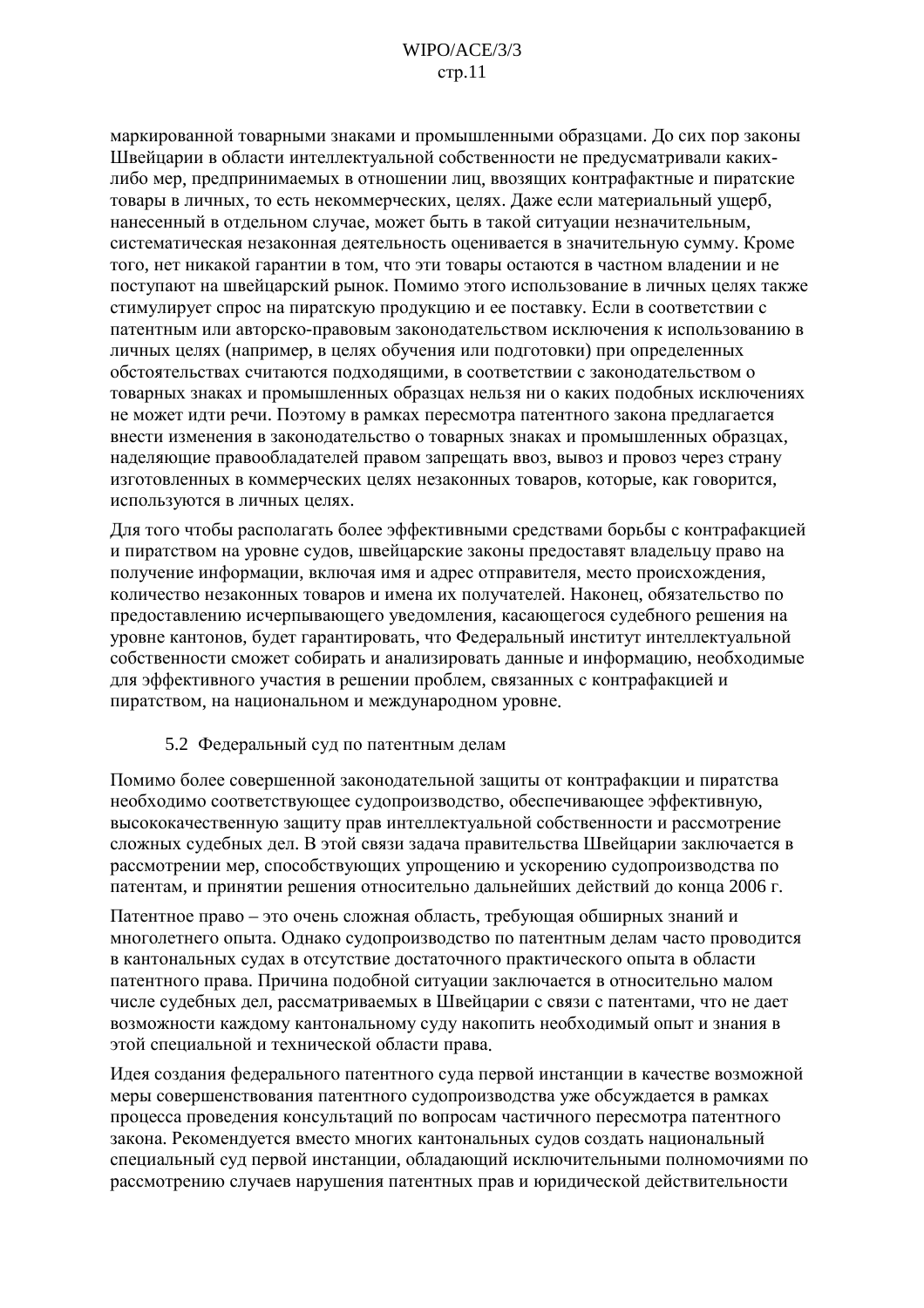маркированной товарными знаками и промышленными образцами. До сих пор законы Швейцарии в области интеллектуальной собственности не предусматривали каких-либо мер, предпринимаемых в отношении лиц, ввозящих контрафактные и пиратские товары в личных, то есть некоммерческих, целях. Даже если материальный ущерб, нанесенный в отдельном случае, может быть в такой ситуации незначительным, систематическая незаконная деятельность оценивается в значительную сумму. Кроме того, нет никакой гарантии в том, что эти товары остаются в частном владении и не поступают на швейцарский рынок. Помимо этого использование в личных целях также стимулирует спрос на пиратскую продукцию и ее поставку. Если в соответствии с патентным или авторско-правовым законодательством исключения к использованию в личных целях (например, в целях обучения или подготовки) при определенных обстоятельствах считаются подходящими, в соответствии с законодательством о товарных знаках и промышленных образцах нельзя ни о каких подобных исключениях не может идти речи. Поэтому в рамках пересмотра патентного закона предлагается внести изменения в законодательство о товарных знаках и промышленных образцах, наделяющие правообладателей правом запрещать ввоз, вывоз и провоз через страну изготовленных в коммерческих целях незаконных товаров, которые, как говорится, используются в личных целях.

Для того чтобы располагать более эффективными средствами борьбы с контрафакцией и пиратством на уровне судов, швейцарские законы предоставят владельцу право на получение информации, включая имя и адрес отправителя, место происхождения, количество незаконных товаров и имена их получателей. Наконец, обязательство по предоставлению исчерпывающего уведомления, касающегося судебного решения на уровне кантонов, будет гарантировать, что Федеральный институт интеллектуальной собственности сможет собирать и анализировать данные и информацию, необходимые для эффективного участия в решении проблем, связанных с контрафакцией и пиратством, на национальном и международном уровне.

### 5.2 Федеральный суд по патентным делам

Помимо более совершенной законодательной защиты от контрафакции и пиратства необходимо соответствующее судопроизводство, обеспечивающее эффективную, высококачественную защиту прав интеллектуальной собственности и рассмотрение сложных судебных дел. В этой связи задача правительства Швейцарии заключается в рассмотрении мер, способствующих упрощению и ускорению судопроизводства по патентам, и принятии решения относительно дальнейших действий до конца 2006 г.

Патентное право – это очень сложная область, требующая обширных знаний и многолетнего опыта. Однако судопроизводство по патентным делам часто проводится в кантональных судах в отсутствие достаточного практического опыта в области патентного права. Причина подобной ситуации заключается в относительно малом числе судебных дел, рассматриваемых в Швейцарии с связи с патентами, что не дает возможности каждому кантональному суду накопить необходимый опыт и знания в этой специальной и технической области права.

Идея создания федерального патентного суда первой инстанции в качестве возможной меры совершенствования патентного судопроизводства уже обсуждается в рамках процесса проведения консультаций по вопросам частичного пересмотра патентного закона. Рекомендуется вместо многих кантональных судов создать национальный специальный суд первой инстанции, обладающий исключительными полномочиями по рассмотрению случаев нарушения патентных прав и юридической действительности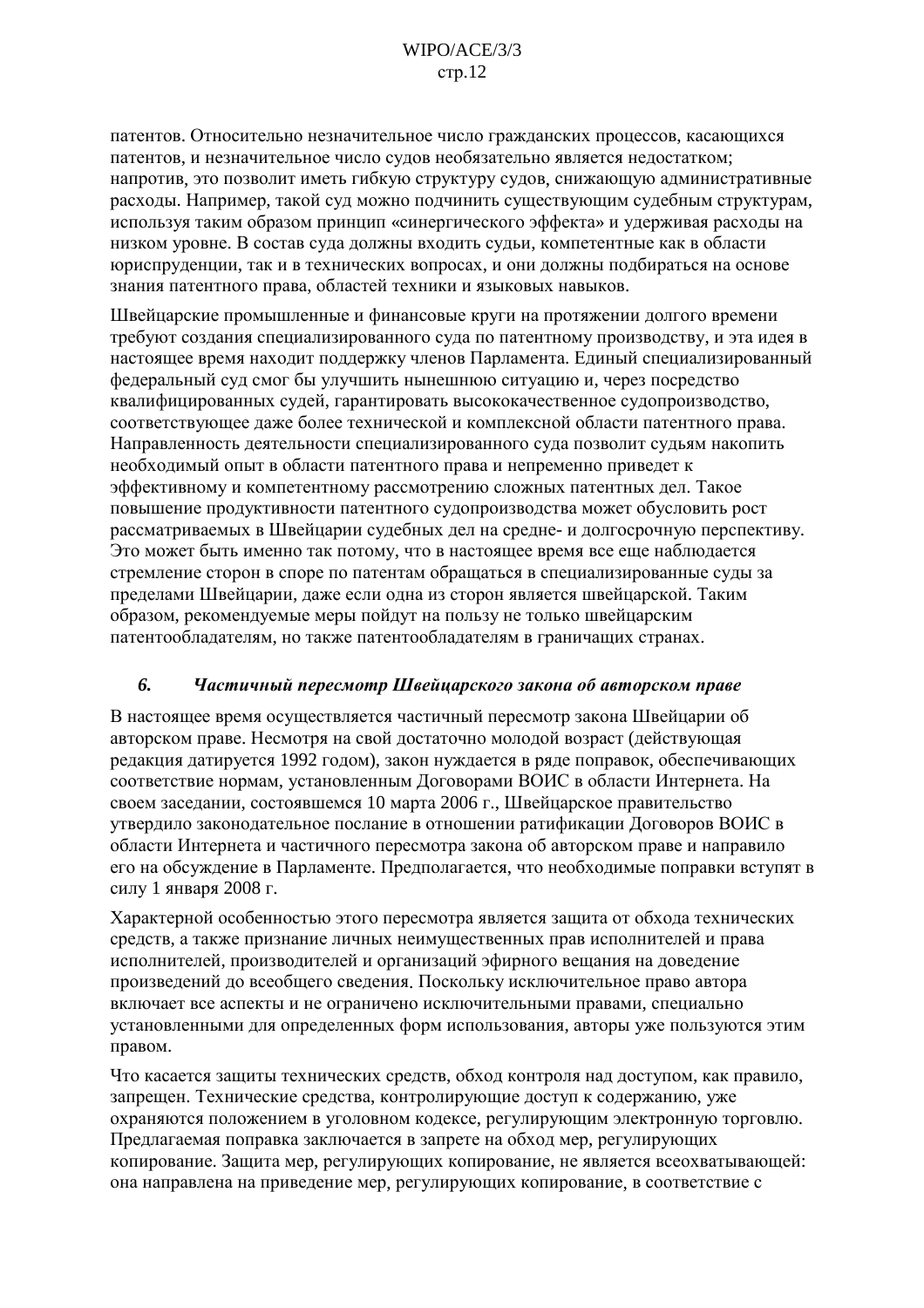патентов. Относительно незначительное число гражданских процессов, касающихся патентов, и незначительное число судов необязательно является недостатком; напротив, это позволит иметь гибкую структуру судов, снижающую административные расходы. Например, такой суд можно подчинить существующим судебным структурам, используя таким образом принцип «синергического эффекта» и удерживая расходы на низком уровне. В состав суда должны входить судьи, компетентные как в области юриспруденции, так и в технических вопросах, и они должны подбираться на основе знания патентного права, областей техники и языковых навыков.

Швейцарские промышленные и финансовые круги на протяжении долгого времени требуют создания специализированного суда по патентному производству, и эта идея в настоящее время находит поддержку членов Парламента. Единый специализированный федеральный суд смог бы улучшить нынешнюю ситуацию и, через посредство квалифицированных судей, гарантировать высококачественное судопроизводство, соответствующее даже более технической и комплексной области патентного права. Направленность деятельности специализированного суда позволит судьям накопить необходимый опыт в области патентного права и непременно приведет к эффективному и компетентному рассмотрению сложных патентных дел. Такое повышение продуктивности патентного судопроизводства может обусловить рост рассматриваемых в Швейцарии судебных дел на средне- и долгосрочную перспективу. Это может быть именно так потому, что в настоящее время все еще наблюдается стремление сторон в споре по патентам обращаться в специализированные суды за пределами Швейцарии, даже если одна из сторон является швейцарской. Таким образом, рекомендуемые меры пойдут на пользу не только швейцарским патентообладателям, но также патентообладателям в граничащих странах.

### *6. Частичный пересмотр Швейцарского закона об авторском праве*

В настоящее время осуществляется частичный пересмотр закона Швейцарии об авторском праве. Несмотря на свой достаточно молодой возраст (действующая редакция датируется 1992 годом), закон нуждается в ряде поправок, обеспечивающих соответствие нормам, установленным Договорами ВОИС в области Интернета. На своем заседании, состоявшемся 10 марта 2006 г., Швейцарское правительство утвердило законодательное послание в отношении ратификации Договоров ВОИС в области Интернета и частичного пересмотра закона об авторском праве и направило его на обсуждение в Парламенте. Предполагается, что необходимые поправки вступят в силу 1 января 2008 г.

Характерной особенностью этого пересмотра является защита от обхода технических средств, а также признание личных неимущественных прав исполнителей и права исполнителей, производителей и организаций эфирного вещания на доведение произведений до всеобщего сведения. Поскольку исключительное право автора включает все аспекты и не ограничено исключительными правами, специально установленными для определенных форм использования, авторы уже пользуются этим правом.

Что касается защиты технических средств, обход контроля над доступом, как правило, запрещен. Технические средства, контролирующие доступ к содержанию, уже охраняются положением в уголовном кодексе, регулирующим электронную торговлю. Предлагаемая поправка заключается в запрете на обход мер, регулирующих копирование. Защита мер, регулирующих копирование, не является всеохватывающей: она направлена на приведение мер, регулирующих копирование, в соответствие с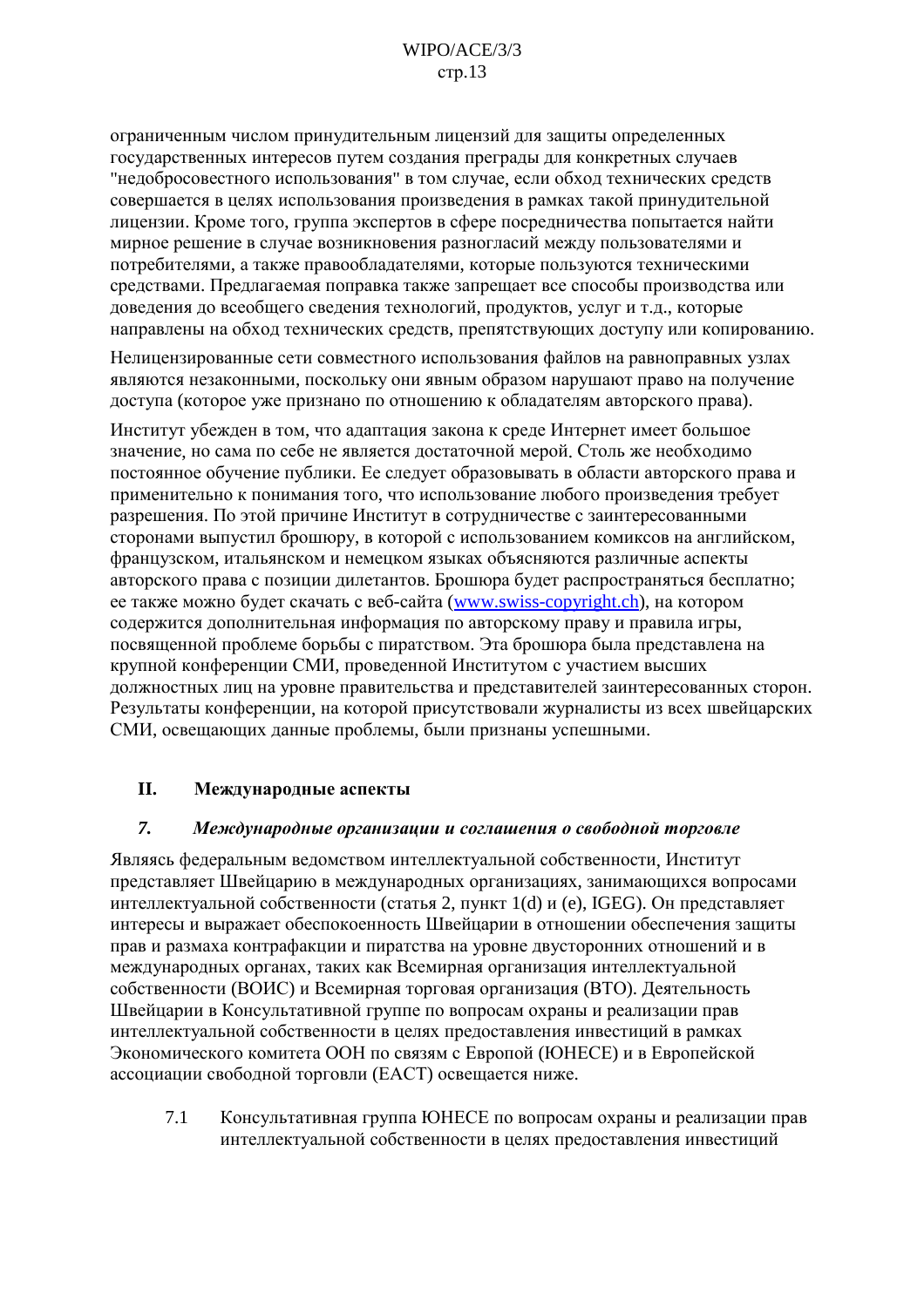ограниченным числом принудительным лицензий для защиты определенных государственных интересов путем создания преграды для конкретных случаев "недобросовестного использования" в том случае, если обход технических средств совершается в целях использования произведения в рамках такой принудительной лицензии. Кроме того, группа экспертов в сфере посредничества попытается найти мирное решение в случае возникновения разногласий между пользователями и потребителями, а также правообладателями, которые пользуются техническими средствами. Предлагаемая поправка также запрещает все способы производства или доведения до всеобщего сведения технологий, продуктов, услуг и т.д., которые направлены на обход технических средств, препятствующих доступу или копированию.

Нелицензированные сети совместного использования файлов на равноправных узлах являются незаконными, поскольку они явным образом нарушают право на получение доступа (которое уже признано по отношению к обладателям авторского права).

Институт убежден в том, что адаптация закона к среде Интернет имеет большое значение, но сама по себе не является достаточной мерой. Столь же необходимо постоянное обучение публики. Ее следует образовывать в области авторского права и применительно к пониманию того, что использование любого произведения требует разрешения. По этой причине Институт в сотрудничестве с заинтересованными сторонами выпустил брошюру, в которой с использованием комиксов на английском, французском, итальянском и немецком языках объясняются различные аспекты авторского права с позиции дилетантов. Брошюра будет распространяться бесплатно; ее также можно будет скачать с веб-сайта (www.swiss-copyright.ch), на котором содержится дополнительная информация по авторскому праву и правила игры, посвященной проблеме борьбы с пиратством. Эта брошюра была представлена на крупной конференции СМИ, проведенной Институтом с участием высших должностных лиц на уровне правительства и представителей заинтересованных сторон. Результаты конференции, на которой присутствовали журналисты из всех швейцарских СМИ, освещающих данные проблемы, были признаны успешными.

## II. Международные аспекты

### *7. Международные организации и соглашения о свободной торговле*

Являясь федеральным ведомством интеллектуальной собственности, Институт представляет Швейцарию в международных организациях, занимающихся вопросами интеллектуальной собственности (статья 2, пункт 1(d) и (e), IGEG). Он представляет интересы и выражает обеспокоенность Швейцарии в отношении обеспечения защиты прав и размаха контрафакции и пиратства на уровне двусторонних отношений и в международных органах, таких как Всемирная организация интеллектуальной собственности (ВОИС) и Всемирная торговая организация (ВТО). Деятельность Швейцарии в Консультативной группе по вопросам охраны и реализации прав интеллектуальной собственности в целях предоставления инвестиций в рамках Экономического комитета ООН по связям с Европой (ЮНЕСЕ) и в Европейской ассоциации свободной торговли (ЕАСТ) освещается ниже.

7.1 Консультативная группа ЮНЕСЕ по вопросам охраны и реализации прав интеллектуальной собственности в целях предоставления инвестиций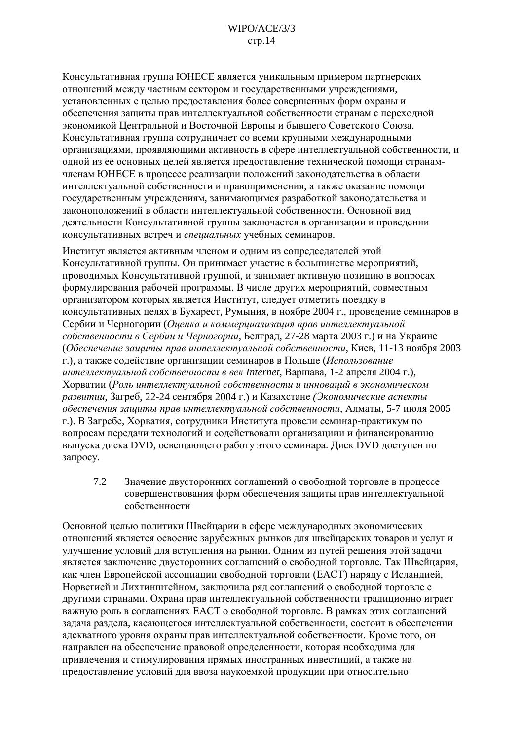Консультативная группа ЮНЕСЕ является уникальным примером партнерских отношений между частным сектором и государственными учреждениями, установленных с целью предоставления более совершенных форм охраны и обеспечения защиты прав интеллектуальной собственности странам с переходной экономикой Центральной и Восточной Европы и бывшего Советского Союза. Консультативная группа сотрудничает со всеми крупными международными организациями, проявляющими активность в сфере интеллектуальной собственности, и одной из ее основных целей является предоставление технической помощи странам-членам ЮНЕСЕ в процессе реализации положений законодательства в области интеллектуальной собственности и правоприменения, а также оказание помощи государственным учреждениям, занимающимся разработкой законодательства и законоположений в области интеллектуальной собственности. Основной вид деятельности Консультативной группы заключается в организации и проведении консультативных встреч и *специальных* учебных семинаров.

Институт является активным членом и одним из сопредседателей этой Консультативной группы. Он принимает участие в большинстве мероприятий, проводимых Консультативной группой, и занимает активную позицию в вопросах формулирования рабочей программы. В числе других мероприятий, совместным организатором которых является Институт, следует отметить поездку в консультативных целях в Бухарест, Румыния, в ноябре 2004 г., проведение семинаров в Сербии и Черногории (*Оценка и коммерциализация прав интеллектуальной собственности в Сербии и Черногории*, Белград, 27-28 марта 2003 г.) и на Украине (*Обеспечение защиты прав интеллектуальной собственности*, Киев, 11-13 ноября 2003 г.), а также содействие организации семинаров в Польше (*Использование интеллектуальной собственности в век Internet*, Варшава, 1-2 апреля 2004 г.), Хорватии (*Роль интеллектуальной собственности и инноваций в экономическом развитии*, Загреб, 22-24 сентября 2004 г.) и Казахстане *(Экономические аспекты обеспечения защиты прав интеллектуальной собственности*, Алматы, 5-7 июля 2005 г.). В Загребе, Хорватия, сотрудники Института провели семинар-практикум по вопросам передачи технологий и содействовали организациии и финансированию выпуска диска DVD, освещающего работу этого семинара. Диск DVD доступен по запросу.

### 7.2 Значение двусторонних соглашений о свободной торговле в процессе совершенствования форм обеспечения защиты прав интеллектуальной собственности

Основной целью политики Швейцарии в сфере международных экономических отношений является освоение зарубежных рынков для швейцарских товаров и услуг и улучшение условий для вступления на рынки. Одним из путей решения этой задачи является заключение двусторонних соглашений о свободной торговле. Так Швейцария, как член Европейской ассоциации свободной торговли (ЕАСТ) наряду с Исландией, Норвегией и Лихтинштейном, заключила ряд соглашений о свободной торговле с другими странами. Охрана прав интеллектуальной собственности традиционно играет важную роль в соглашениях ЕАСТ о свободной торговле. В рамках этих соглашений задача раздела, касающегося интеллектуальной собственности, состоит в обеспечении адекватного уровня охраны прав интеллектуальной собственности. Кроме того, он направлен на обеспечение правовой определенности, которая необходима для привлечения и стимулирования прямых иностранных инвестиций, а также на предоставление условий для ввоза наукоемкой продукции при относительно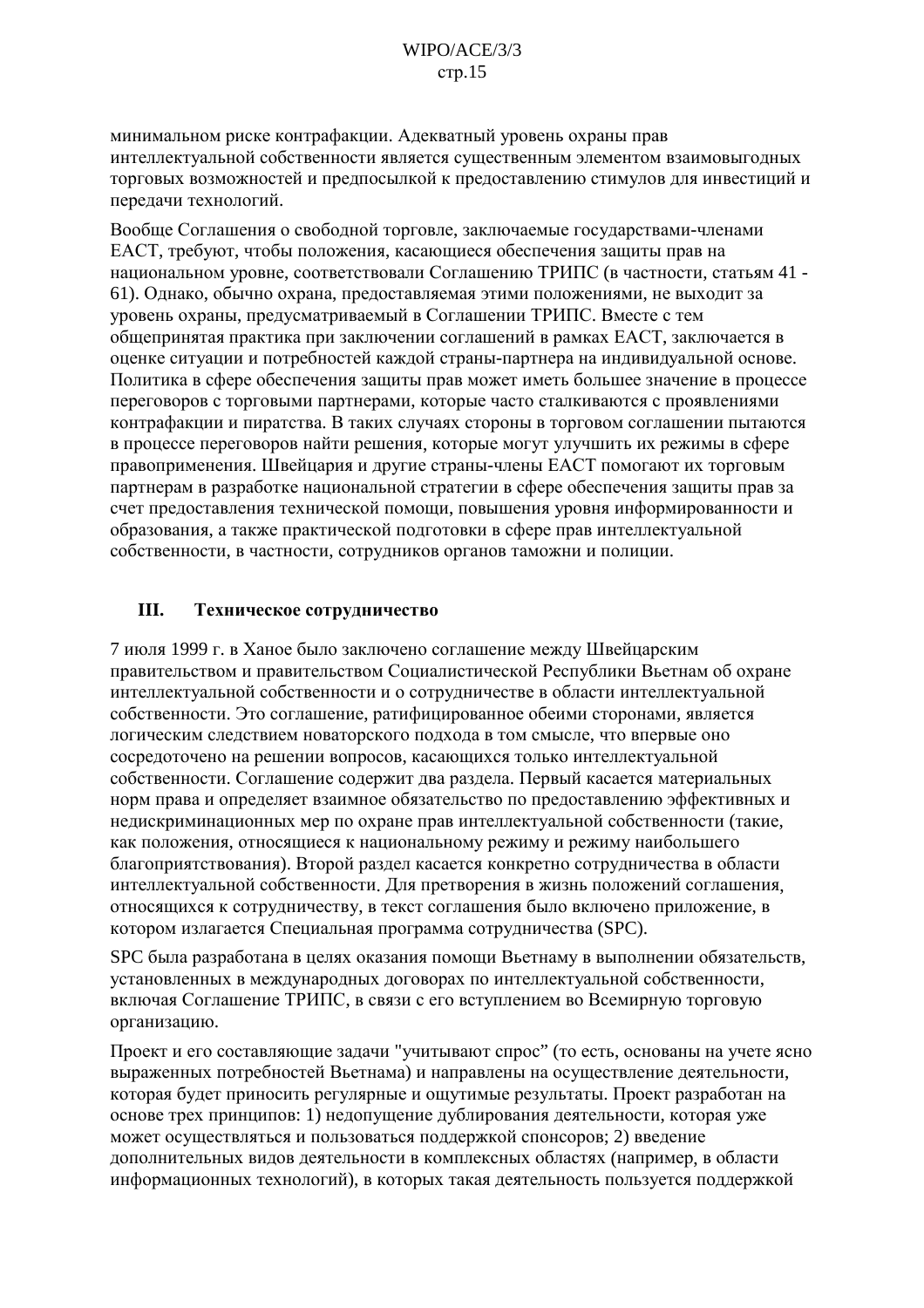минимальном риске контрафакции. Адекватный уровень охраны прав интеллектуальной собственности является существенным элементом взаимовыгодных торговых возможностей и предпосылкой к предоставлению стимулов для инвестиций и передачи технологий.

Вообще Соглашения о свободной торговле, заключаемые государствами-членами ЕАСТ, требуют, чтобы положения, касающиеся обеспечения защиты прав на национальном уровне, соответствовали Соглашению ТРИПС (в частности, статьям 41 - 61). Однако, обычно охрана, предоставляемая этими положениями, не выходит за уровень охраны, предусматриваемый в Соглашении ТРИПС. Вместе с тем общепринятая практика при заключении соглашений в рамках ЕАСТ, заключается в оценке ситуации и потребностей каждой страны-партнера на индивидуальной основе. Политика в сфере обеспечения защиты прав может иметь большее значение в процессе переговоров с торговыми партнерами, которые часто сталкиваются с проявлениями контрафакции и пиратства. В таких случаях стороны в торговом соглашении пытаются в процессе переговоров найти решения, которые могут улучшить их режимы в сфере правоприменения. Швейцария и другие страны-члены ЕАСТ помогают их торговым партнерам в разработке национальной стратегии в сфере обеспечения защиты прав за счет предоставления технической помощи, повышения уровня информированности и образования, а также практической подготовки в сфере прав интеллектуальной собственности, в частности, сотрудников органов таможни и полиции.

## III. Техническое сотрудничество

7 июля 1999 г. в Ханое было заключено соглашение между Швейцарским правительством и правительством Социалистической Республики Вьетнам об охране интеллектуальной собственности и о сотрудничестве в области интеллектуальной собственности. Это соглашение, ратифицированное обеими сторонами, является логическим следствием новаторского подхода в том смысле, что впервые оно сосредоточено на решении вопросов, касающихся только интеллектуальной собственности. Соглашение содержит два раздела. Первый касается материальных норм права и определяет взаимное обязательство по предоставлению эффективных и недискриминационных мер по охране прав интеллектуальной собственности (такие, как положения, относящиеся к национальному режиму и режиму наибольшего благоприятствования). Второй раздел касается конкретно сотрудничества в области интеллектуальной собственности. Для претворения в жизнь положений соглашения, относящихся к сотрудничеству, в текст соглашения было включено приложение, в котором излагается Специальная программа сотрудничества (SPC).

SPC была разработана в целях оказания помощи Вьетнаму в выполнении обязательств, установленных в международных договорах по интеллектуальной собственности, включая Соглашение ТРИПС, в связи с его вступлением во Всемирную торговую организацию.

Проект и его составляющие задачи "учитывают спрос" (то есть, основаны на учете ясно выраженных потребностей Вьетнама) и направлены на осуществление деятельности, которая будет приносить регулярные и ощутимые результаты. Проект разработан на основе трех принципов: 1) недопущение дублирования деятельности, которая уже может осуществляться и пользоваться поддержкой спонсоров; 2) введение дополнительных видов деятельности в комплексных областях (например, в области информационных технологий), в которых такая деятельность пользуется поддержкой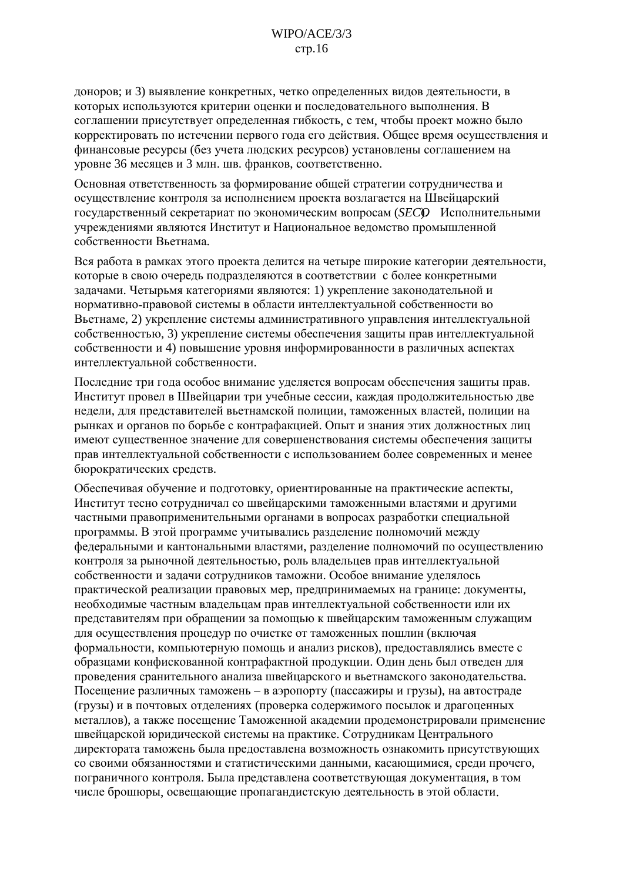доноров; и 3) выявление конкретных, четко определенных видов деятельности, в которых используются критерии оценки и последовательного выполнения. В соглашении присутствует определенная гибкость, с тем, чтобы проект можно было корректировать по истечении первого года его действия. Общее время осуществления и финансовые ресурсы (без учета людских ресурсов) установлены соглашением на уровне 36 месяцев и 3 млн. шв. франков, соответственно.

Основная ответственность за формирование общей стратегии сотрудничества и осуществление контроля за исполнением проекта возлагается на Швейцарский государственный секретариат по экономическим вопросам (*SECO*). Исполнительными учреждениями являются Институт и Национальное ведомство промышленной собственности Вьетнама.

Вся работа в рамках этого проекта делится на четыре широкие категории деятельности, которые в свою очередь подразделяются в соответствии с более конкретными задачами. Четырьмя категориями являются: 1) укрепление законодательной и нормативно-правовой системы в области интеллектуальной собственности во Вьетнаме, 2) укрепление системы административного управления интеллектуальной собственностью, 3) укрепление системы обеспечения защиты прав интеллектуальной собственности и 4) повышение уровня информированности в различных аспектах интеллектуальной собственности.

Последние три года особое внимание уделяется вопросам обеспечения защиты прав. Институт провел в Швейцарии три учебные сессии, каждая продолжительностью две недели, для представителей вьетнамской полиции, таможенных властей, полиции на рынках и органов по борьбе с контрафакцией. Опыт и знания этих должностных лиц имеют существенное значение для совершенствования системы обеспечения защиты прав интеллектуальной собственности с использованием более современных и менее бюрократических средств.

Обеспечивая обучение и подготовку, ориентированные на практические аспекты, Институт тесно сотрудничал со швейцарскими таможенными властями и другими частными правоприменительными органами в вопросах разработки специальной программы. В этой программе учитывались разделение полномочий между федеральными и кантональными властями, разделение полномочий по осуществлению контроля за рыночной деятельностью, роль владельцев прав интеллектуальной собственности и задачи сотрудников таможни. Особое внимание уделялось практической реализации правовых мер, предпринимаемых на границе: документы, необходимые частным владельцам прав интеллектуальной собственности или их представителям при обращении за помощью к швейцарским таможенным служащим для осуществления процедур по очистке от таможенных пошлин (включая формальности, компьютерную помощь и анализ рисков), предоставлялись вместе с образцами конфискованной контрафактной продукции. Один день был отведен для проведения сранительного анализа швейцарского и вьетнамского законодательства. Посещение различных таможень – в аэропорту (пассажиры и грузы), на автостраде (грузы) и в почтовых отделениях (проверка содержимого посылок и драгоценных металлов), а также посещение Таможенной академии продемонстрировали применение швейцарской юридической системы на практике. Сотрудникам Центрального директората таможень была предоставлена возможность ознакомить присутствующих со своими обязанностями и статистическими данными, касающимися, среди прочего, пограничного контроля. Была представлена соответствующая документация, в том числе брошюры, освещающие пропагандистскую деятельность в этой области.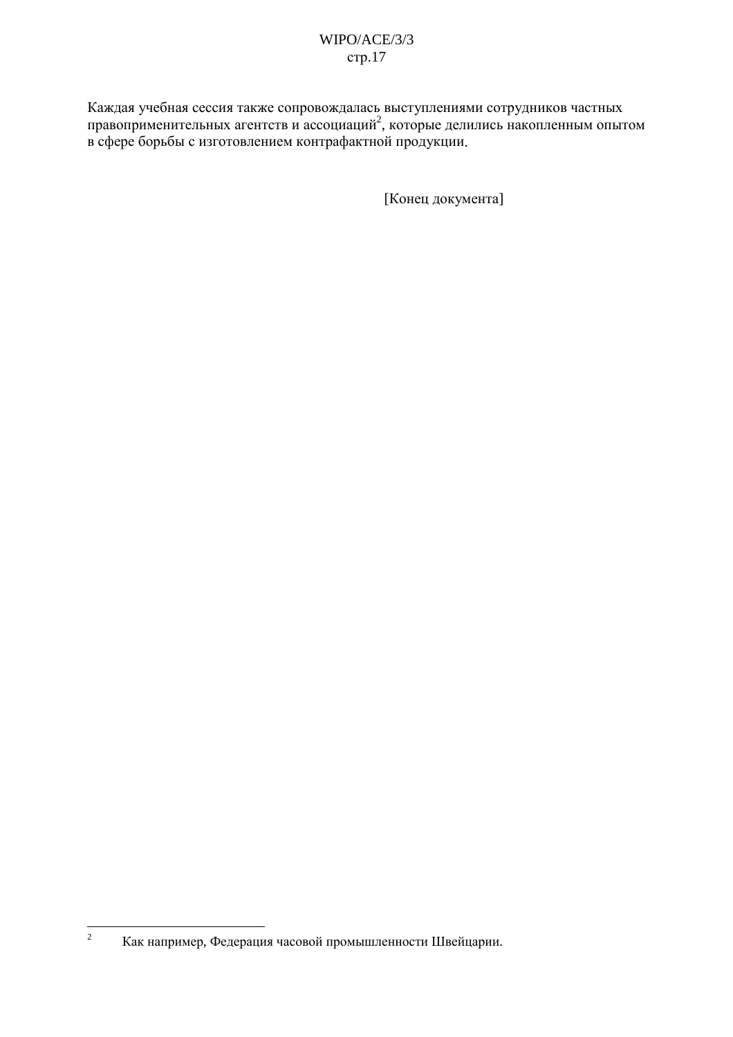Каждая учебная сессия также сопровождалась выступлениями сотрудников частных правоприменительных агентств и ассоциаций[2], которые делились накопленным опытом в сфере борьбы с изготовлением контрафактной продукции.

[Конец документа]

---

[2] Как например, Федерация часовой промышленности Швейцарии.